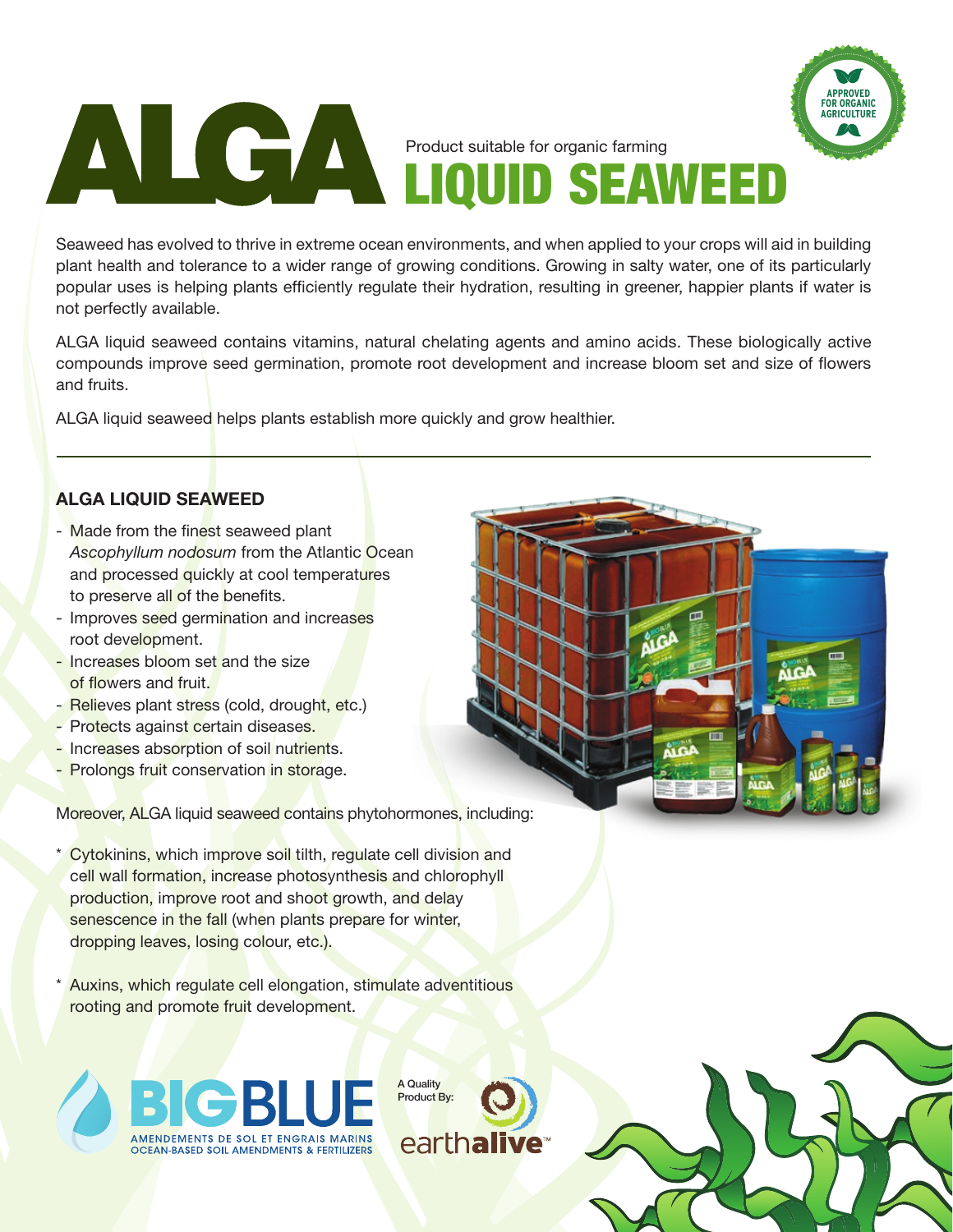# ALGA LIQUID SEAWEED

Product suitable for organic farming

APPROVED FOR ORGANIC AGRICULTURE

Seaweed has evolved to thrive in extreme ocean environments, and when applied to your crops will aid in building plant health and tolerance to a wider range of growing conditions. Growing in salty water, one of its particularly popular uses is helping plants efficiently regulate their hydration, resulting in greener, happier plants if water is not perfectly available.

ALGA liquid seaweed contains vitamins, natural chelating agents and amino acids. These biologically active compounds improve seed germination, promote root development and increase bloom set and size of flowers and fruits.

ALGA liquid seaweed helps plants establish more quickly and grow healthier.

---

## ALGA LIQUID SEAWEED

- Made from the finest seaweed plant *Ascophyllum nodosum* from the Atlantic Ocean and processed quickly at cool temperatures to preserve all of the benefits.
- Improves seed germination and increases root development.
- Increases bloom set and the size of flowers and fruit.
- Relieves plant stress (cold, drought, etc.)
- Protects against certain diseases.
- Increases absorption of soil nutrients.
- Prolongs fruit conservation in storage.

Moreover, ALGA liquid seaweed contains phytohormones, including:

* Cytokinins, which improve soil tilth, regulate cell division and cell wall formation, increase photosynthesis and chlorophyll production, improve root and shoot growth, and delay senescence in the fall (when plants prepare for winter, dropping leaves, losing colour, etc.).

* Auxins, which regulate cell elongation, stimulate adventitious rooting and promote fruit development.

BIGBLUE
AMENDEMENTS DE SOL ET ENGRAIS MARINS
OCEAN-BASED SOIL AMENDMENTS & FERTILIZERS

A Quality Product By: earthalive™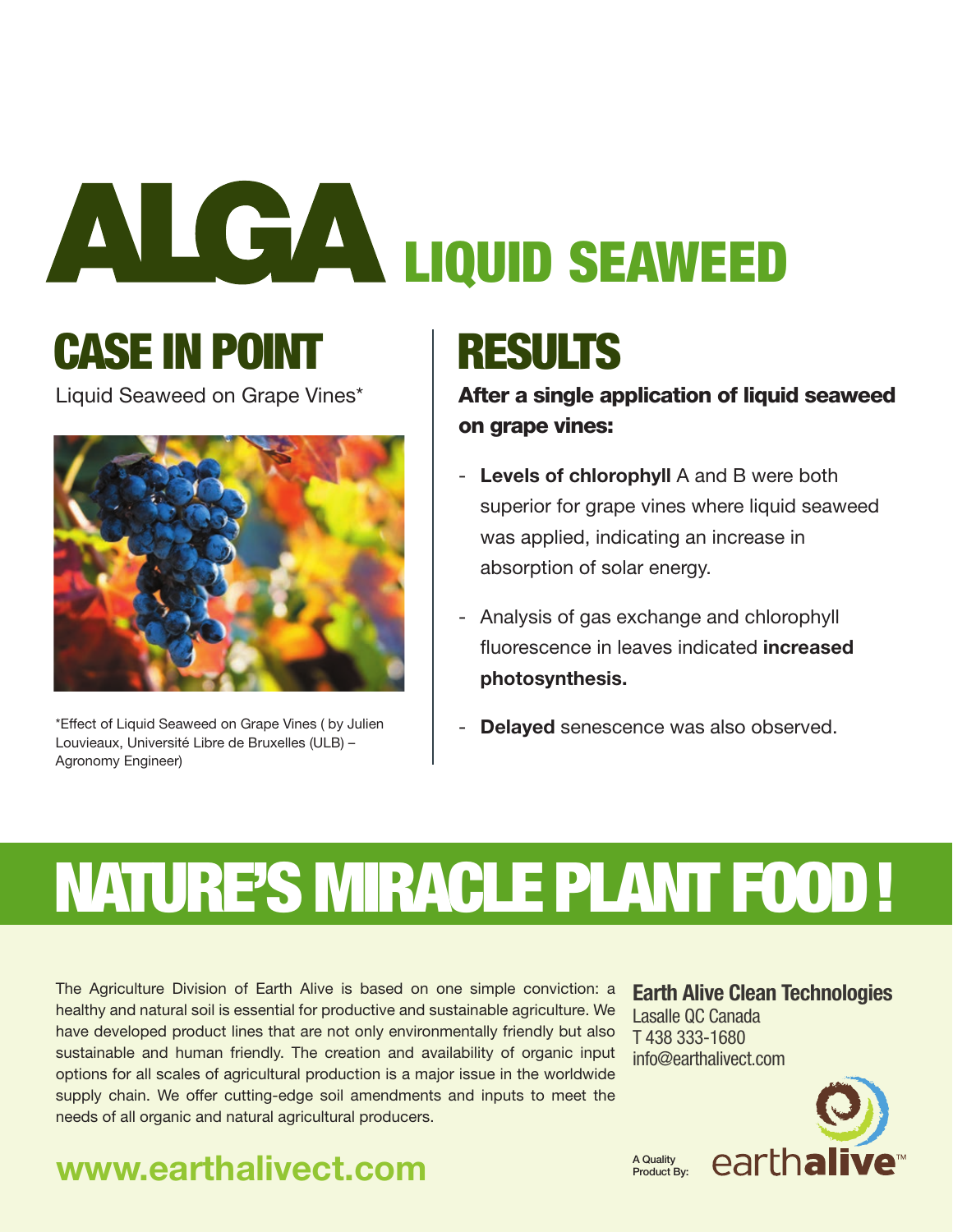# ALGA LIQUID SEAWEED

## CASE IN POINT

Liquid Seaweed on Grape Vines*

*Effect of Liquid Seaweed on Grape Vines ( by Julien Louvieaux, Université Libre de Bruxelles (ULB) – Agronomy Engineer)

## RESULTS

**After a single application of liquid seaweed on grape vines:**

- **Levels of chlorophyll** A and B were both superior for grape vines where liquid seaweed was applied, indicating an increase in absorption of solar energy.
- Analysis of gas exchange and chlorophyll fluorescence in leaves indicated **increased photosynthesis.**
- **Delayed** senescence was also observed.

# NATURE'S MIRACLE PLANT FOOD !

The Agriculture Division of Earth Alive is based on one simple conviction: a healthy and natural soil is essential for productive and sustainable agriculture. We have developed product lines that are not only environmentally friendly but also sustainable and human friendly. The creation and availability of organic input options for all scales of agricultural production is a major issue in the worldwide supply chain. We offer cutting-edge soil amendments and inputs to meet the needs of all organic and natural agricultural producers.

**Earth Alive Clean Technologies**
Lasalle QC Canada
T 438 333-1680
info@earthalivect.com

**www.earthalivect.com**

A Quality Product By: earthalive™